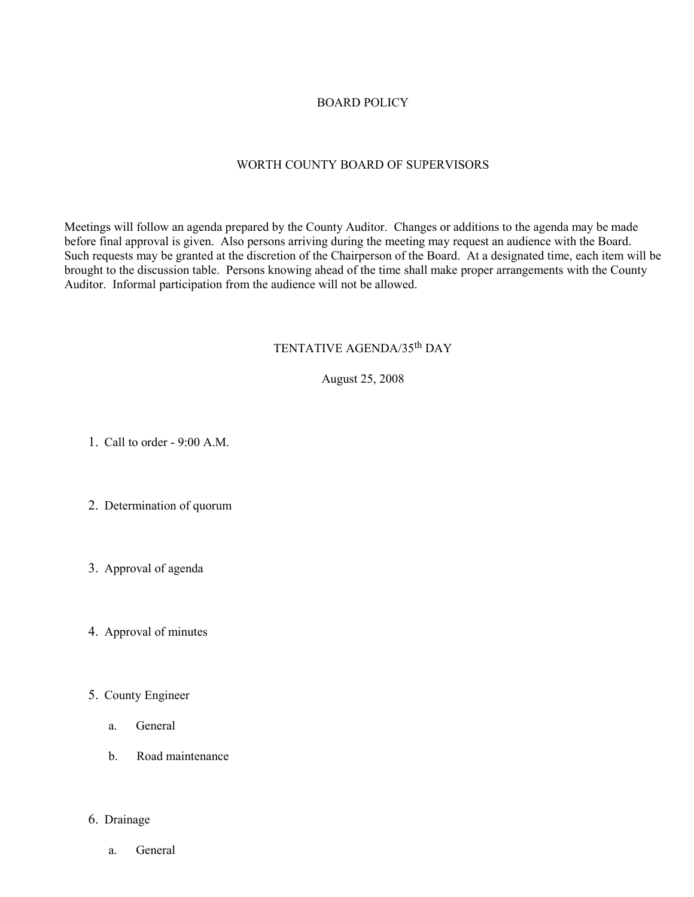# BOARD POLICY

## WORTH COUNTY BOARD OF SUPERVISORS

Meetings will follow an agenda prepared by the County Auditor. Changes or additions to the agenda may be made before final approval is given. Also persons arriving during the meeting may request an audience with the Board. Such requests may be granted at the discretion of the Chairperson of the Board. At a designated time, each item will be brought to the discussion table. Persons knowing ahead of the time shall make proper arrangements with the County Auditor. Informal participation from the audience will not be allowed.

## TENTATIVE AGENDA/35th DAY

August 25, 2008

1. Call to order - 9:00 A.M.

2. Determination of quorum

3. Approval of agenda

4. Approval of minutes

5. County Engineer
   a. General
   b. Road maintenance

6. Drainage
   a. General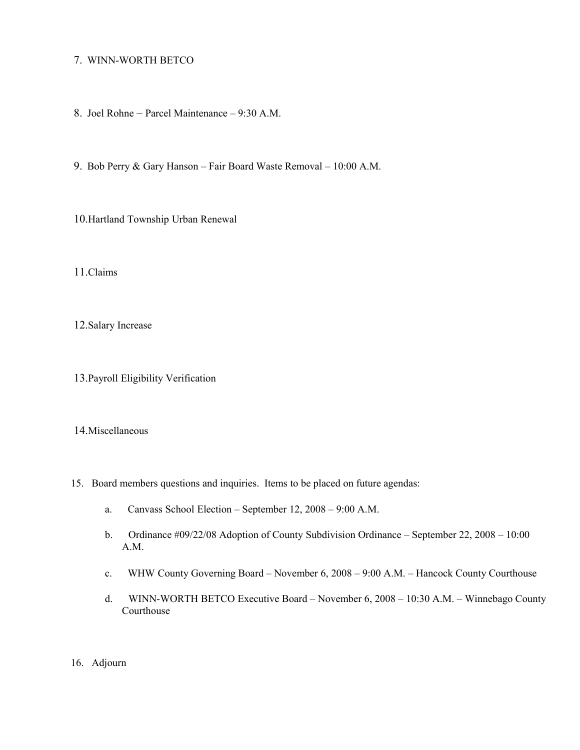7. WINN-WORTH BETCO

8. Joel Rohne – Parcel Maintenance – 9:30 A.M.

9. Bob Perry & Gary Hanson – Fair Board Waste Removal – 10:00 A.M.

10. Hartland Township Urban Renewal

11. Claims

12. Salary Increase

13. Payroll Eligibility Verification

14. Miscellaneous

15. Board members questions and inquiries. Items to be placed on future agendas:

    a. Canvass School Election – September 12, 2008 – 9:00 A.M.

    b. Ordinance #09/22/08 Adoption of County Subdivision Ordinance – September 22, 2008 – 10:00 A.M.

    c. WHW County Governing Board – November 6, 2008 – 9:00 A.M. – Hancock County Courthouse

    d. WINN-WORTH BETCO Executive Board – November 6, 2008 – 10:30 A.M. – Winnebago County Courthouse

16. Adjourn